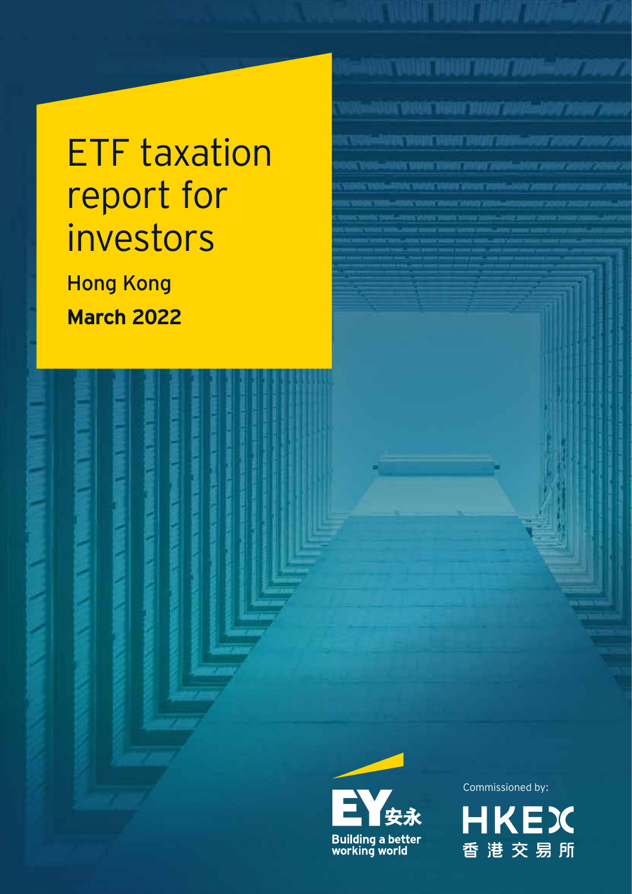# ETF taxation report for investors

**Hong Kong**

**March 2022**

Building a better working world

Commissioned by:

HKEX 香港交易所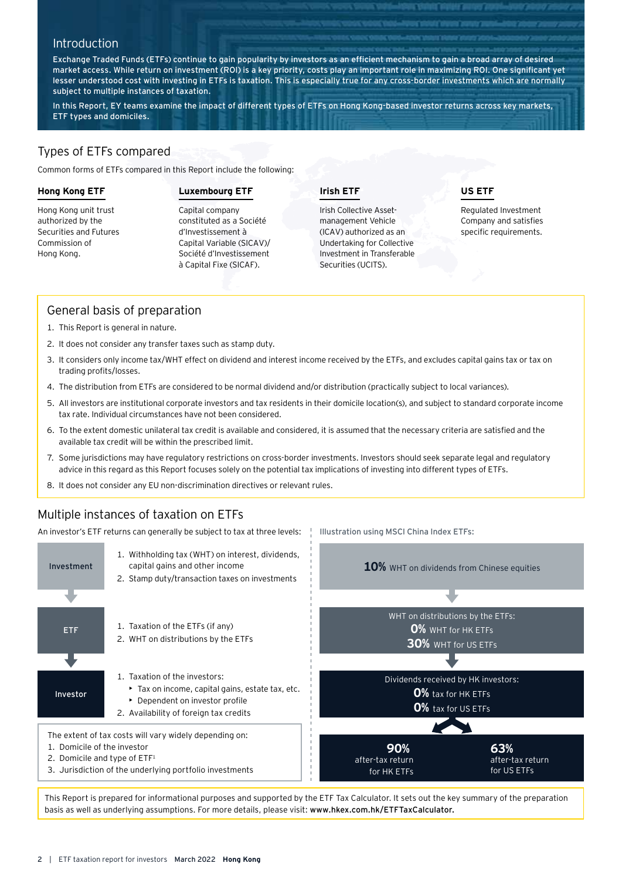## Introduction

Exchange Traded Funds (ETFs) continue to gain popularity by investors as an efficient mechanism to gain a broad array of desired market access. While return on investment (ROI) is a key priority, costs play an important role in maximizing ROI. One significant yet lesser understood cost with investing in ETFs is taxation. This is especially true for any cross-border investments which are normally subject to multiple instances of taxation.

In this Report, EY teams examine the impact of different types of ETFs on Hong Kong-based investor returns across key markets, ETF types and domiciles.

## Types of ETFs compared

Common forms of ETFs compared in this Report include the following:

**Hong Kong ETF**

Hong Kong unit trust authorized by the Securities and Futures Commission of Hong Kong.

**Luxembourg ETF**

Capital company constituted as a Société d'Investissement à Capital Variable (SICAV)/ Société d'Investissement à Capital Fixe (SICAF).

**Irish ETF**

Irish Collective Asset-management Vehicle (ICAV) authorized as an Undertaking for Collective Investment in Transferable Securities (UCITS).

**US ETF**

Regulated Investment Company and satisfies specific requirements.

## General basis of preparation

1. This Report is general in nature.
2. It does not consider any transfer taxes such as stamp duty.
3. It considers only income tax/WHT effect on dividend and interest income received by the ETFs, and excludes capital gains tax or tax on trading profits/losses.
4. The distribution from ETFs are considered to be normal dividend and/or distribution (practically subject to local variances).
5. All investors are institutional corporate investors and tax residents in their domicile location(s), and subject to standard corporate income tax rate. Individual circumstances have not been considered.
6. To the extent domestic unilateral tax credit is available and considered, it is assumed that the necessary criteria are satisfied and the available tax credit will be within the prescribed limit.
7. Some jurisdictions may have regulatory restrictions on cross-border investments. Investors should seek separate legal and regulatory advice in this regard as this Report focuses solely on the potential tax implications of investing into different types of ETFs.
8. It does not consider any EU non-discrimination directives or relevant rules.

## Multiple instances of taxation on ETFs

An investor's ETF returns can generally be subject to tax at three levels:

**Investment**
1. Withholding tax (WHT) on interest, dividends, capital gains and other income
2. Stamp duty/transaction taxes on investments

**ETF**
1. Taxation of the ETFs (if any)
2. WHT on distributions by the ETFs

**Investor**
1. Taxation of the investors:
   - Tax on income, capital gains, estate tax, etc.
   - Dependent on investor profile
2. Availability of foreign tax credits

The extent of tax costs will vary widely depending on:
1. Domicile of the investor
2. Domicile and type of ETF[1]
3. Jurisdiction of the underlying portfolio investments

Illustration using MSCI China Index ETFs:

**10%** WHT on dividends from Chinese equities

WHT on distributions by the ETFs:
**0%** WHT for HK ETFs
**30%** WHT for US ETFs

Dividends received by HK investors:
**0%** tax for HK ETFs
**0%** tax for US ETFs

**90%** after-tax return for HK ETFs

**63%** after-tax return for US ETFs

This Report is prepared for informational purposes and supported by the ETF Tax Calculator. It sets out the key summary of the preparation basis as well as underlying assumptions. For more details, please visit: **www.hkex.com.hk/ETFTaxCalculator.**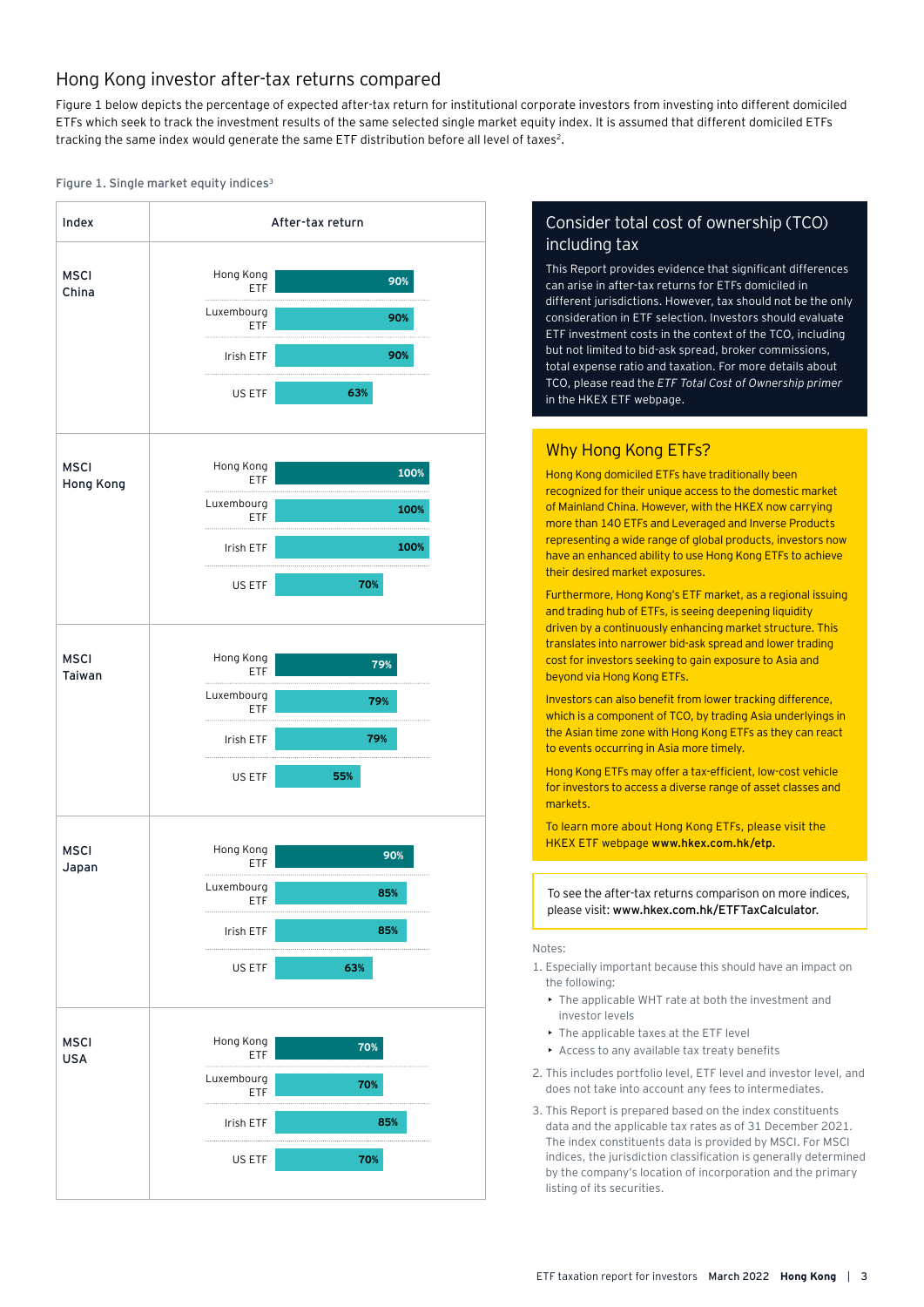## Hong Kong investor after-tax returns compared

Figure 1 below depicts the percentage of expected after-tax return for institutional corporate investors from investing into different domiciled ETFs which seek to track the investment results of the same selected single market equity index. It is assumed that different domiciled ETFs tracking the same index would generate the same ETF distribution before all level of taxes[2].

Figure 1. Single market equity indices[3]

| Index | ETF | After-tax return |
|---|---|---|
| MSCI China | Hong Kong ETF | 90% |
| | Luxembourg ETF | 90% |
| | Irish ETF | 90% |
| | US ETF | 63% |
| MSCI Hong Kong | Hong Kong ETF | 100% |
| | Luxembourg ETF | 100% |
| | Irish ETF | 100% |
| | US ETF | 70% |
| MSCI Taiwan | Hong Kong ETF | 79% |
| | Luxembourg ETF | 79% |
| | Irish ETF | 79% |
| | US ETF | 55% |
| MSCI Japan | Hong Kong ETF | 90% |
| | Luxembourg ETF | 85% |
| | Irish ETF | 85% |
| | US ETF | 63% |
| MSCI USA | Hong Kong ETF | 70% |
| | Luxembourg ETF | 70% |
| | Irish ETF | 85% |
| | US ETF | 70% |

### Consider total cost of ownership (TCO) including tax

This Report provides evidence that significant differences can arise in after-tax returns for ETFs domiciled in different jurisdictions. However, tax should not be the only consideration in ETF selection. Investors should evaluate ETF investment costs in the context of the TCO, including but not limited to bid-ask spread, broker commissions, total expense ratio and taxation. For more details about TCO, please read the *ETF Total Cost of Ownership primer* in the HKEX ETF webpage.

### Why Hong Kong ETFs?

Hong Kong domiciled ETFs have traditionally been recognized for their unique access to the domestic market of Mainland China. However, with the HKEX now carrying more than 140 ETFs and Leveraged and Inverse Products representing a wide range of global products, investors now have an enhanced ability to use Hong Kong ETFs to achieve their desired market exposures.

Furthermore, Hong Kong's ETF market, as a regional issuing and trading hub of ETFs, is seeing deepening liquidity driven by a continuously enhancing market structure. This translates into narrower bid-ask spread and lower trading cost for investors seeking to gain exposure to Asia and beyond via Hong Kong ETFs.

Investors can also benefit from lower tracking difference, which is a component of TCO, by trading Asia underlyings in the Asian time zone with Hong Kong ETFs as they can react to events occurring in Asia more timely.

Hong Kong ETFs may offer a tax-efficient, low-cost vehicle for investors to access a diverse range of asset classes and markets.

To learn more about Hong Kong ETFs, please visit the HKEX ETF webpage **www.hkex.com.hk/etp**.

To see the after-tax returns comparison on more indices, please visit: **www.hkex.com.hk/ETFTaxCalculator**.

Notes:

1. Especially important because this should have an impact on the following:
   - The applicable WHT rate at both the investment and investor levels
   - The applicable taxes at the ETF level
   - Access to any available tax treaty benefits
2. This includes portfolio level, ETF level and investor level, and does not take into account any fees to intermediates.
3. This Report is prepared based on the index constituents data and the applicable tax rates as of 31 December 2021. The index constituents data is provided by MSCI. For MSCI indices, the jurisdiction classification is generally determined by the company's location of incorporation and the primary listing of its securities.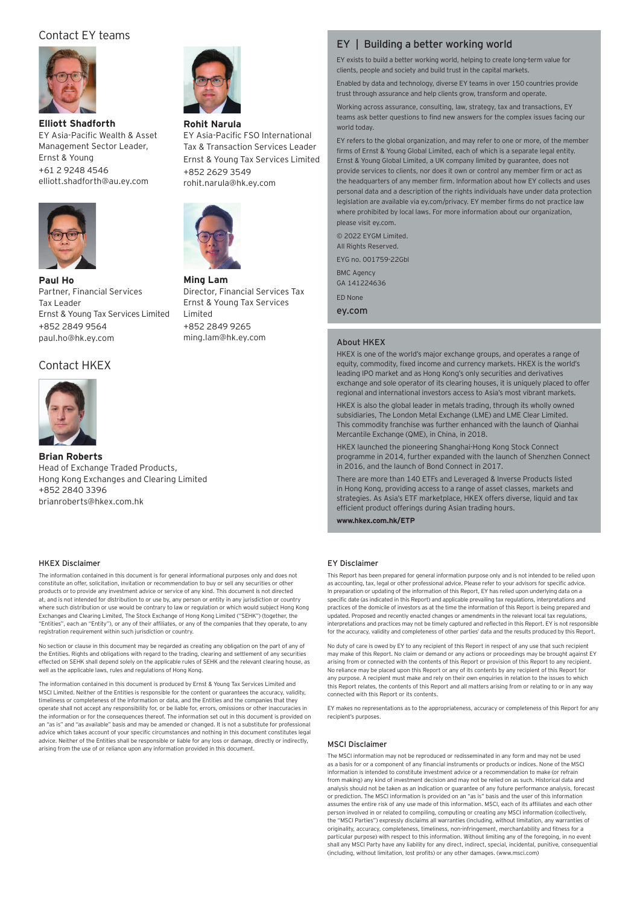## Contact EY teams

**Elliott Shadforth**
EY Asia-Pacific Wealth & Asset Management Sector Leader, Ernst & Young
+61 2 9248 4546
elliott.shadforth@au.ey.com

**Rohit Narula**
EY Asia-Pacific FSO International Tax & Transaction Services Leader
Ernst & Young Tax Services Limited
+852 2629 3549
rohit.narula@hk.ey.com

**Paul Ho**
Partner, Financial Services Tax Leader
Ernst & Young Tax Services Limited
+852 2849 9564
paul.ho@hk.ey.com

**Ming Lam**
Director, Financial Services Tax
Ernst & Young Tax Services Limited
+852 2849 9265
ming.lam@hk.ey.com

## Contact HKEX

**Brian Roberts**
Head of Exchange Traded Products,
Hong Kong Exchanges and Clearing Limited
+852 2840 3396
brianroberts@hkex.com.hk

## EY | Building a better working world

EY exists to build a better working world, helping to create long-term value for clients, people and society and build trust in the capital markets.

Enabled by data and technology, diverse EY teams in over 150 countries provide trust through assurance and help clients grow, transform and operate.

Working across assurance, consulting, law, strategy, tax and transactions, EY teams ask better questions to find new answers for the complex issues facing our world today.

EY refers to the global organization, and may refer to one or more, of the member firms of Ernst & Young Global Limited, each of which is a separate legal entity. Ernst & Young Global Limited, a UK company limited by guarantee, does not provide services to clients, nor does it own or control any member firm or act as the headquarters of any member firm. Information about how EY collects and uses personal data and a description of the rights individuals have under data protection legislation are available via ey.com/privacy. EY member firms do not practice law where prohibited by local laws. For more information about our organization, please visit ey.com.

© 2022 EYGM Limited.
All Rights Reserved.

EYG no. 001759-22Gbl

BMC Agency
GA 141224636

ED None

**ey.com**

## About HKEX

HKEX is one of the world's major exchange groups, and operates a range of equity, commodity, fixed income and currency markets. HKEX is the world's leading IPO market and as Hong Kong's only securities and derivatives exchange and sole operator of its clearing houses, it is uniquely placed to offer regional and international investors access to Asia's most vibrant markets.

HKEX is also the global leader in metals trading, through its wholly owned subsidiaries, The London Metal Exchange (LME) and LME Clear Limited. This commodity franchise was further enhanced with the launch of Qianhai Mercantile Exchange (QME), in China, in 2018.

HKEX launched the pioneering Shanghai-Hong Kong Stock Connect programme in 2014, further expanded with the launch of Shenzhen Connect in 2016, and the launch of Bond Connect in 2017.

There are more than 140 ETFs and Leveraged & Inverse Products listed in Hong Kong, providing access to a range of asset classes, markets and strategies. As Asia's ETF marketplace, HKEX offers diverse, liquid and tax efficient product offerings during Asian trading hours.

**www.hkex.com.hk/ETP**

### HKEX Disclaimer

The information contained in this document is for general informational purposes only and does not constitute an offer, solicitation, invitation or recommendation to buy or sell any securities or other products or to provide any investment advice or service of any kind. This document is not directed at, and is not intended for distribution to or use by, any person or entity in any jurisdiction or country where such distribution or use would be contrary to law or regulation or which would subject Hong Kong Exchanges and Clearing Limited, The Stock Exchange of Hong Kong Limited ("SEHK") (together, the "Entities", each an "Entity"), or any of their affiliates, or any of the companies that they operate, to any registration requirement within such jurisdiction or country.

No section or clause in this document may be regarded as creating any obligation on the part of any of the Entities. Rights and obligations with regard to the trading, clearing and settlement of any securities effected on SEHK shall depend solely on the applicable rules of SEHK and the relevant clearing house, as well as the applicable laws, rules and regulations of Hong Kong.

The information contained in this document is produced by Ernst & Young Tax Services Limited and MSCI Limited. Neither of the Entities is responsible for the content or guarantees the accuracy, validity, timeliness or completeness of the information or data, and the Entities and the companies that they operate shall not accept any responsibility for, or be liable for, errors, omissions or other inaccuracies in the information or for the consequences thereof. The information set out in this document is provided on an "as is" and "as available" basis and may be amended or changed. It is not a substitute for professional advice which takes account of your specific circumstances and nothing in this document constitutes legal advice. Neither of the Entities shall be responsible or liable for any loss or damage, directly or indirectly, arising from the use of or reliance upon any information provided in this document.

### EY Disclaimer

This Report has been prepared for general information purpose only and is not intended to be relied upon as accounting, tax, legal or other professional advice. Please refer to your advisors for specific advice. In preparation or updating of the information of this Report, EY has relied upon underlying data on a specific date (as indicated in this Report) and applicable prevailing tax regulations, interpretations and practices of the domicile of investors as at the time the information of this Report is being prepared and updated. Proposed and recently enacted changes or amendments in the relevant local tax regulations, interpretations and practices may not be timely captured and reflected in this Report. EY is not responsible for the accuracy, validity and completeness of other parties' data and the results produced by this Report.

No duty of care is owed by EY to any recipient of this Report in respect of any use that such recipient may make of this Report. No claim or demand or any actions or proceedings may be brought against EY arising from or connected with the contents of this Report or provision of this Report to any recipient. No reliance may be placed upon this Report or any of its contents by any recipient of this Report for any purpose. A recipient must make and rely on their own enquiries in relation to the issues to which this Report relates, the contents of this Report and all matters arising from or relating to or in any way connected with this Report or its contents.

EY makes no representations as to the appropriateness, accuracy or completeness of this Report for any recipient's purposes.

### MSCI Disclaimer

The MSCI information may not be reproduced or redisseminated in any form and may not be used as a basis for or a component of any financial instruments or products or indices. None of the MSCI information is intended to constitute investment advice or a recommendation to make (or refrain from making) any kind of investment decision and may not be relied on as such. Historical data and analysis should not be taken as an indication or guarantee of any future performance analysis, forecast or prediction. The MSCI information is provided on an "as is" basis and the user of this information assumes the entire risk of any use made of this information. MSCI, each of its affiliates and each other person involved in or related to compiling, computing or creating any MSCI information (collectively, the "MSCI Parties") expressly disclaims all warranties (including, without limitation, any warranties of originality, accuracy, completeness, timeliness, non-infringement, merchantability and fitness for a particular purpose) with respect to this information. Without limiting any of the foregoing, in no event shall any MSCI Party have any liability for any direct, indirect, special, incidental, punitive, consequential (including, without limitation, lost profits) or any other damages. (www.msci.com)